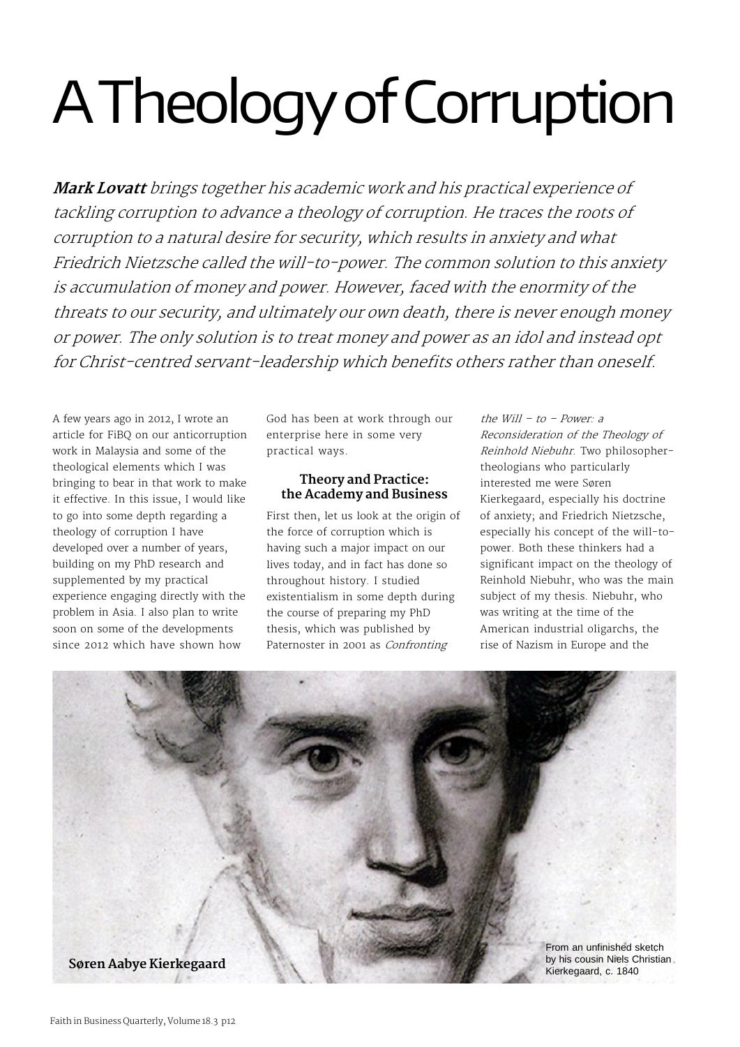# A Theology of Corruption

***Mark Lovatt** brings together his academic work and his practical experience of tackling corruption to advance a theology of corruption. He traces the roots of corruption to a natural desire for security, which results in anxiety and what Friedrich Nietzsche called the will-to-power. The common solution to this anxiety is accumulation of money and power. However, faced with the enormity of the threats to our security, and ultimately our own death, there is never enough money or power. The only solution is to treat money and power as an idol and instead opt for Christ-centred servant-leadership which benefits others rather than oneself.*

A few years ago in 2012, I wrote an article for FiBQ on our anticorruption work in Malaysia and some of the theological elements which I was bringing to bear in that work to make it effective. In this issue, I would like to go into some depth regarding a theology of corruption I have developed over a number of years, building on my PhD research and supplemented by my practical experience engaging directly with the problem in Asia. I also plan to write soon on some of the developments since 2012 which have shown how God has been at work through our enterprise here in some very practical ways.

### Theory and Practice: the Academy and Business

First then, let us look at the origin of the force of corruption which is having such a major impact on our lives today, and in fact has done so throughout history. I studied existentialism in some depth during the course of preparing my PhD thesis, which was published by Paternoster in 2001 as *Confronting the Will – to – Power: a Reconsideration of the Theology of Reinhold Niebuhr*. Two philosopher-theologians who particularly interested me were Søren Kierkegaard, especially his doctrine of anxiety; and Friedrich Nietzsche, especially his concept of the will-to-power. Both these thinkers had a significant impact on the theology of Reinhold Niebuhr, who was the main subject of my thesis. Niebuhr, who was writing at the time of the American industrial oligarchs, the rise of Nazism in Europe and the

**Søren Aabye Kierkegaard**

From an unfinished sketch by his cousin Niels Christian Kierkegaard, c. 1840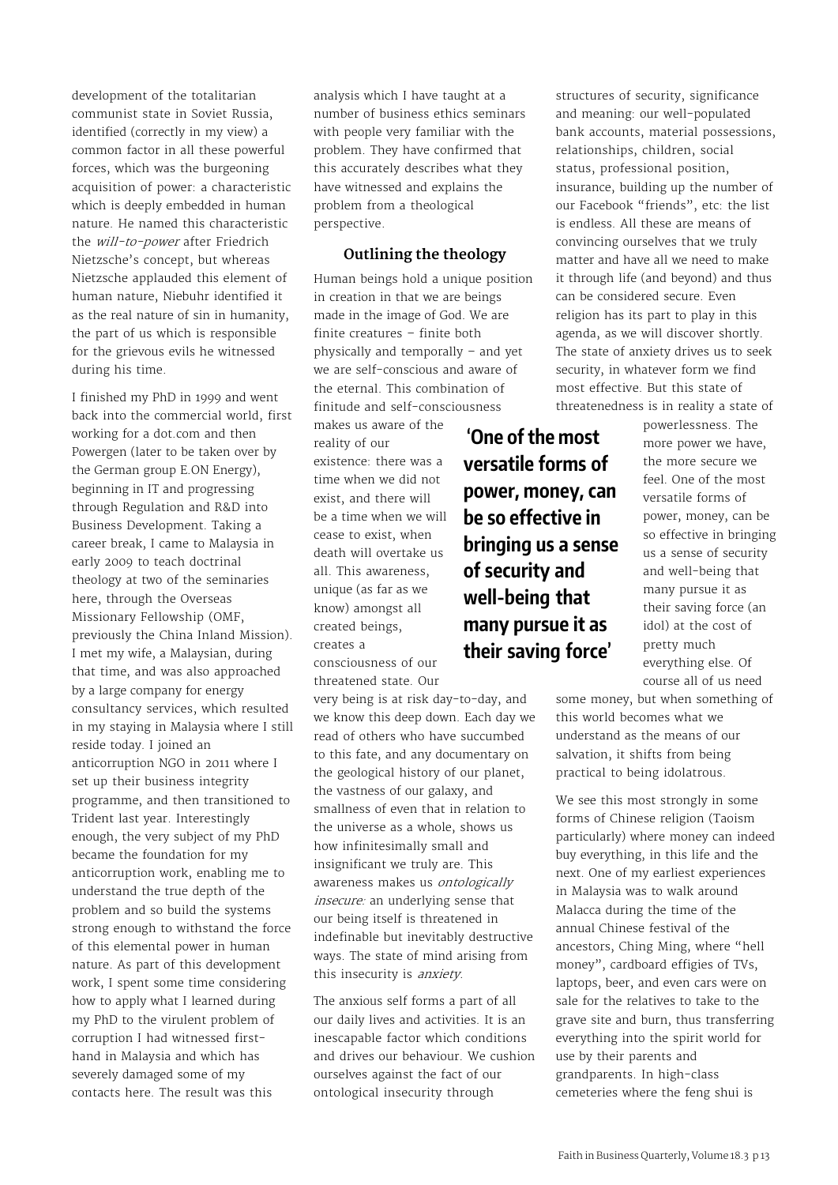development of the totalitarian communist state in Soviet Russia, identified (correctly in my view) a common factor in all these powerful forces, which was the burgeoning acquisition of power: a characteristic which is deeply embedded in human nature. He named this characteristic the *will-to-power* after Friedrich Nietzsche's concept, but whereas Nietzsche applauded this element of human nature, Niebuhr identified it as the real nature of sin in humanity, the part of us which is responsible for the grievous evils he witnessed during his time.

I finished my PhD in 1999 and went back into the commercial world, first working for a dot.com and then Powergen (later to be taken over by the German group E.ON Energy), beginning in IT and progressing through Regulation and R&D into Business Development. Taking a career break, I came to Malaysia in early 2009 to teach doctrinal theology at two of the seminaries here, through the Overseas Missionary Fellowship (OMF, previously the China Inland Mission). I met my wife, a Malaysian, during that time, and was also approached by a large company for energy consultancy services, which resulted in my staying in Malaysia where I still reside today. I joined an anticorruption NGO in 2011 where I set up their business integrity programme, and then transitioned to Trident last year. Interestingly enough, the very subject of my PhD became the foundation for my anticorruption work, enabling me to understand the true depth of the problem and so build the systems strong enough to withstand the force of this elemental power in human nature. As part of this development work, I spent some time considering how to apply what I learned during my PhD to the virulent problem of corruption I had witnessed first-hand in Malaysia and which has severely damaged some of my contacts here. The result was this analysis which I have taught at a number of business ethics seminars with people very familiar with the problem. They have confirmed that this accurately describes what they have witnessed and explains the problem from a theological perspective.

### Outlining the theology

Human beings hold a unique position in creation in that we are beings made in the image of God. We are finite creatures – finite both physically and temporally – and yet we are self-conscious and aware of the eternal. This combination of finitude and self-consciousness makes us aware of the reality of our existence: there was a time when we did not exist, and there will be a time when we will cease to exist, when death will overtake us all. This awareness, unique (as far as we know) amongst all created beings, creates a consciousness of our threatened state. Our very being is at risk day-to-day, and we know this deep down. Each day we read of others who have succumbed to this fate, and any documentary on the geological history of our planet, the vastness of our galaxy, and smallness of even that in relation to the universe as a whole, shows us how infinitesimally small and insignificant we truly are. This awareness makes us *ontologically insecure:* an underlying sense that our being itself is threatened in indefinable but inevitably destructive ways. The state of mind arising from this insecurity is *anxiety*.

The anxious self forms a part of all our daily lives and activities. It is an inescapable factor which conditions and drives our behaviour. We cushion ourselves against the fact of our ontological insecurity through structures of security, significance and meaning: our well-populated bank accounts, material possessions, relationships, children, social status, professional position, insurance, building up the number of our Facebook "friends", etc: the list is endless. All these are means of convincing ourselves that we truly matter and have all we need to make it through life (and beyond) and thus can be considered secure. Even religion has its part to play in this agenda, as we will discover shortly. The state of anxiety drives us to seek security, in whatever form we find most effective. But this state of threatenedness is in reality a state of powerlessness. The more power we have, the more secure we feel. One of the most versatile forms of power, money, can be so effective in bringing us a sense of security and well-being that many pursue it as their saving force (an idol) at the cost of pretty much everything else. Of course all of us need some money, but when something of this world becomes what we understand as the means of our salvation, it shifts from being practical to being idolatrous.

> **'One of the most versatile forms of power, money, can be so effective in bringing us a sense of security and well-being that many pursue it as their saving force'**

We see this most strongly in some forms of Chinese religion (Taoism particularly) where money can indeed buy everything, in this life and the next. One of my earliest experiences in Malaysia was to walk around Malacca during the time of the annual Chinese festival of the ancestors, Ching Ming, where "hell money", cardboard effigies of TVs, laptops, beer, and even cars were on sale for the relatives to take to the grave site and burn, thus transferring everything into the spirit world for use by their parents and grandparents. In high-class cemeteries where the feng shui is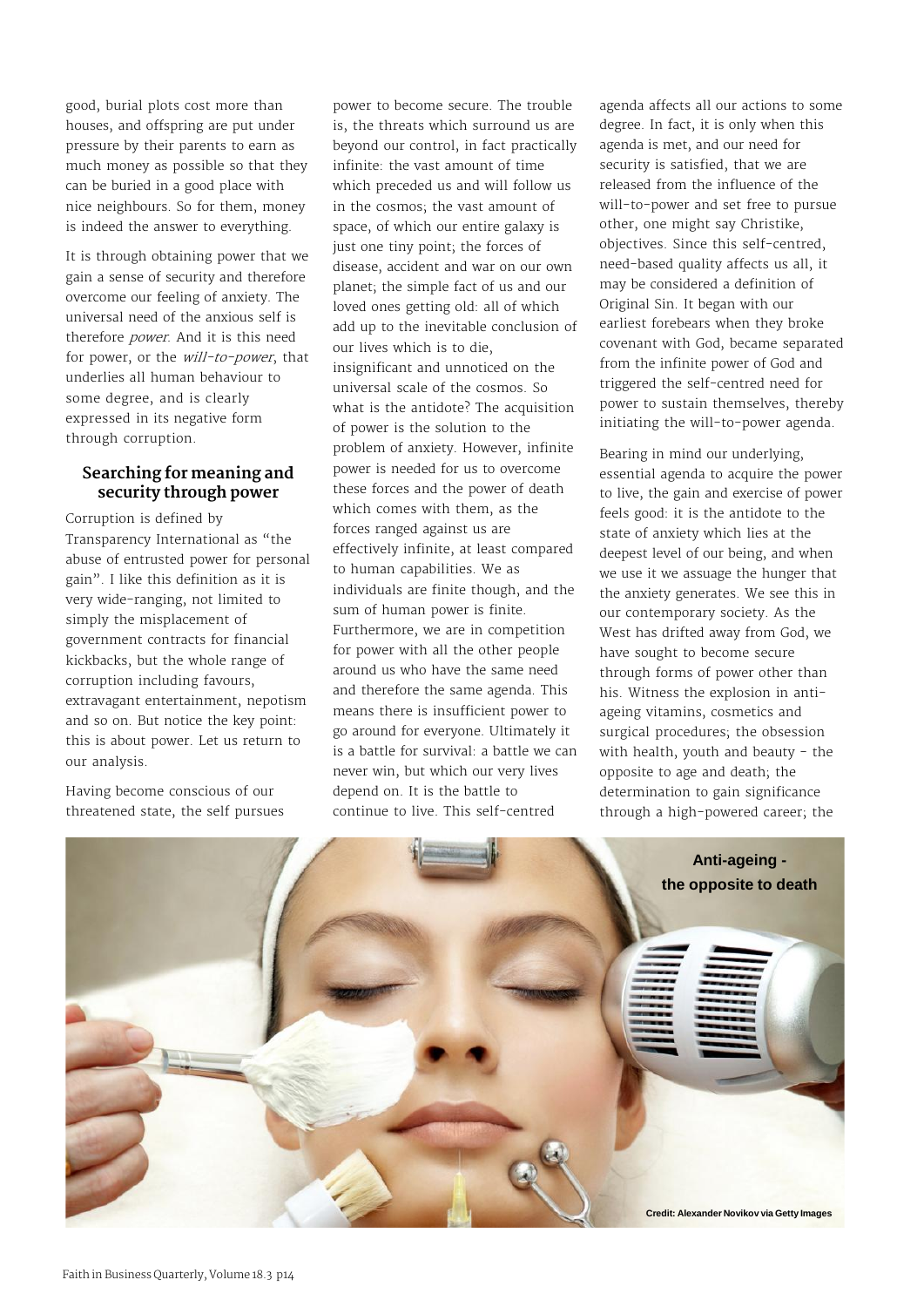good, burial plots cost more than houses, and offspring are put under pressure by their parents to earn as much money as possible so that they can be buried in a good place with nice neighbours. So for them, money is indeed the answer to everything.

It is through obtaining power that we gain a sense of security and therefore overcome our feeling of anxiety. The universal need of the anxious self is therefore *power*. And it is this need for power, or the *will-to-power*, that underlies all human behaviour to some degree, and is clearly expressed in its negative form through corruption.

### Searching for meaning and security through power

Corruption is defined by Transparency International as "the abuse of entrusted power for personal gain". I like this definition as it is very wide-ranging, not limited to simply the misplacement of government contracts for financial kickbacks, but the whole range of corruption including favours, extravagant entertainment, nepotism and so on. But notice the key point: this is about power. Let us return to our analysis.

Having become conscious of our threatened state, the self pursues power to become secure. The trouble is, the threats which surround us are beyond our control, in fact practically infinite: the vast amount of time which preceded us and will follow us in the cosmos; the vast amount of space, of which our entire galaxy is just one tiny point; the forces of disease, accident and war on our own planet; the simple fact of us and our loved ones getting old: all of which add up to the inevitable conclusion of our lives which is to die, insignificant and unnoticed on the universal scale of the cosmos. So what is the antidote? The acquisition of power is the solution to the problem of anxiety. However, infinite power is needed for us to overcome these forces and the power of death which comes with them, as the forces ranged against us are effectively infinite, at least compared to human capabilities. We as individuals are finite though, and the sum of human power is finite. Furthermore, we are in competition for power with all the other people around us who have the same need and therefore the same agenda. This means there is insufficient power to go around for everyone. Ultimately it is a battle for survival: a battle we can never win, but which our very lives depend on. It is the battle to continue to live. This self-centred agenda affects all our actions to some degree. In fact, it is only when this agenda is met, and our need for security is satisfied, that we are released from the influence of the will-to-power and set free to pursue other, one might say Christike, objectives. Since this self-centred, need-based quality affects us all, it may be considered a definition of Original Sin. It began with our earliest forebears when they broke covenant with God, became separated from the infinite power of God and triggered the self-centred need for power to sustain themselves, thereby initiating the will-to-power agenda.

Bearing in mind our underlying, essential agenda to acquire the power to live, the gain and exercise of power feels good: it is the antidote to the state of anxiety which lies at the deepest level of our being, and when we use it we assuage the hunger that the anxiety generates. We see this in our contemporary society. As the West has drifted away from God, we have sought to become secure through forms of power other than his. Witness the explosion in anti-ageing vitamins, cosmetics and surgical procedures; the obsession with health, youth and beauty - the opposite to age and death; the determination to gain significance through a high-powered career; the

Anti-ageing - the opposite to death

Credit: Alexander Novikov via Getty Images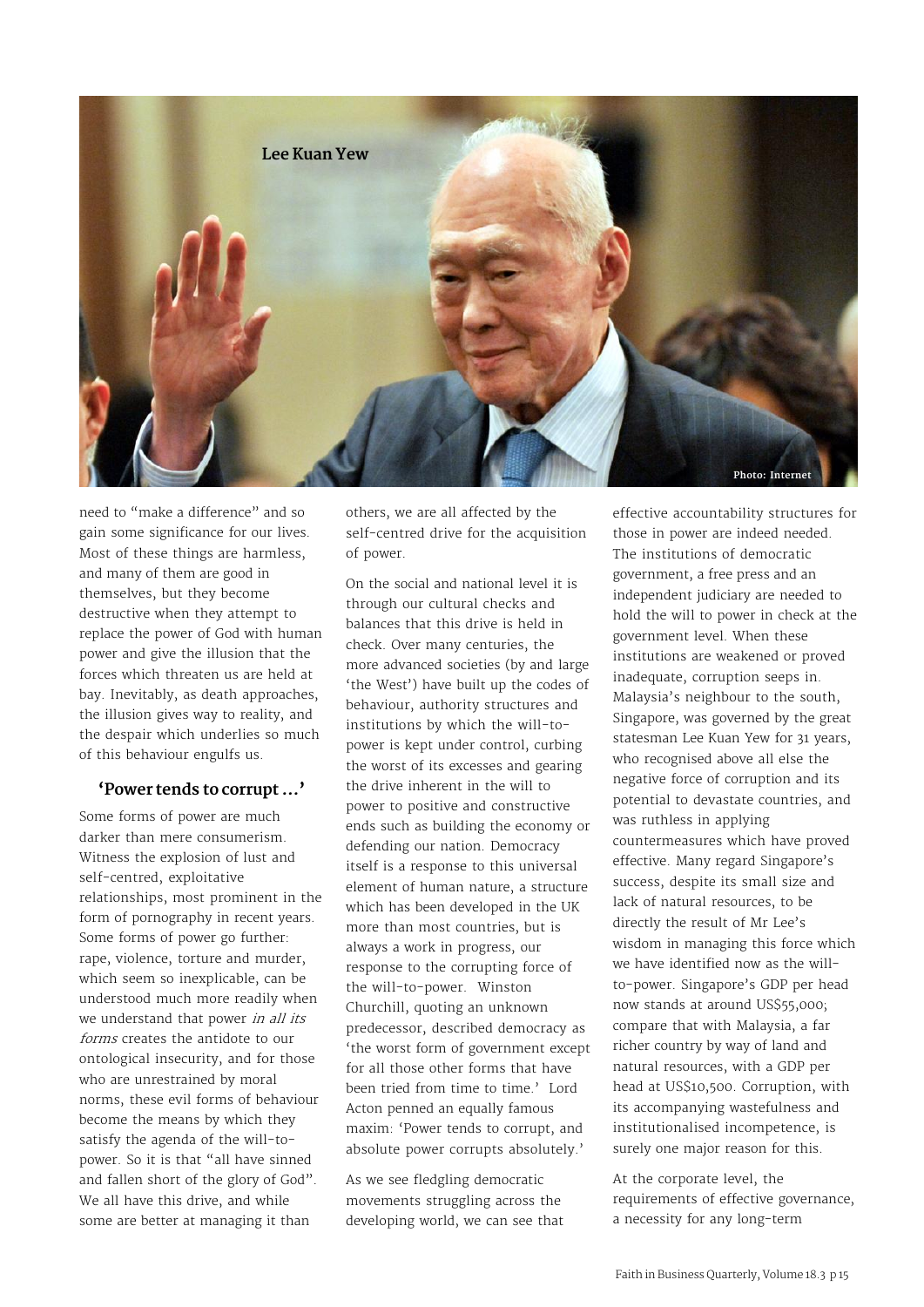need to "make a difference" and so gain some significance for our lives. Most of these things are harmless, and many of them are good in themselves, but they become destructive when they attempt to replace the power of God with human power and give the illusion that the forces which threaten us are held at bay. Inevitably, as death approaches, the illusion gives way to reality, and the despair which underlies so much of this behaviour engulfs us.

## 'Power tends to corrupt …'

Some forms of power are much darker than mere consumerism. Witness the explosion of lust and self-centred, exploitative relationships, most prominent in the form of pornography in recent years. Some forms of power go further: rape, violence, torture and murder, which seem so inexplicable, can be understood much more readily when we understand that power *in all its forms* creates the antidote to our ontological insecurity, and for those who are unrestrained by moral norms, these evil forms of behaviour become the means by which they satisfy the agenda of the will-to-power. So it is that "all have sinned and fallen short of the glory of God". We all have this drive, and while some are better at managing it than others, we are all affected by the self-centred drive for the acquisition of power.

On the social and national level it is through our cultural checks and balances that this drive is held in check. Over many centuries, the more advanced societies (by and large 'the West') have built up the codes of behaviour, authority structures and institutions by which the will-to-power is kept under control, curbing the worst of its excesses and gearing the drive inherent in the will to power to positive and constructive ends such as building the economy or defending our nation. Democracy itself is a response to this universal element of human nature, a structure which has been developed in the UK more than most countries, but is always a work in progress, our response to the corrupting force of the will-to-power. Winston Churchill, quoting an unknown predecessor, described democracy as 'the worst form of government except for all those other forms that have been tried from time to time.' Lord Acton penned an equally famous maxim: 'Power tends to corrupt, and absolute power corrupts absolutely.'

As we see fledgling democratic movements struggling across the developing world, we can see that effective accountability structures for those in power are indeed needed. The institutions of democratic government, a free press and an independent judiciary are needed to hold the will to power in check at the government level. When these institutions are weakened or proved inadequate, corruption seeps in. Malaysia's neighbour to the south, Singapore, was governed by the great statesman Lee Kuan Yew for 31 years, who recognised above all else the negative force of corruption and its potential to devastate countries, and was ruthless in applying countermeasures which have proved effective. Many regard Singapore's success, despite its small size and lack of natural resources, to be directly the result of Mr Lee's wisdom in managing this force which we have identified now as the will-to-power. Singapore's GDP per head now stands at around US$55,000; compare that with Malaysia, a far richer country by way of land and natural resources, with a GDP per head at US$10,500. Corruption, with its accompanying wastefulness and institutionalised incompetence, is surely one major reason for this.

At the corporate level, the requirements of effective governance, a necessity for any long-term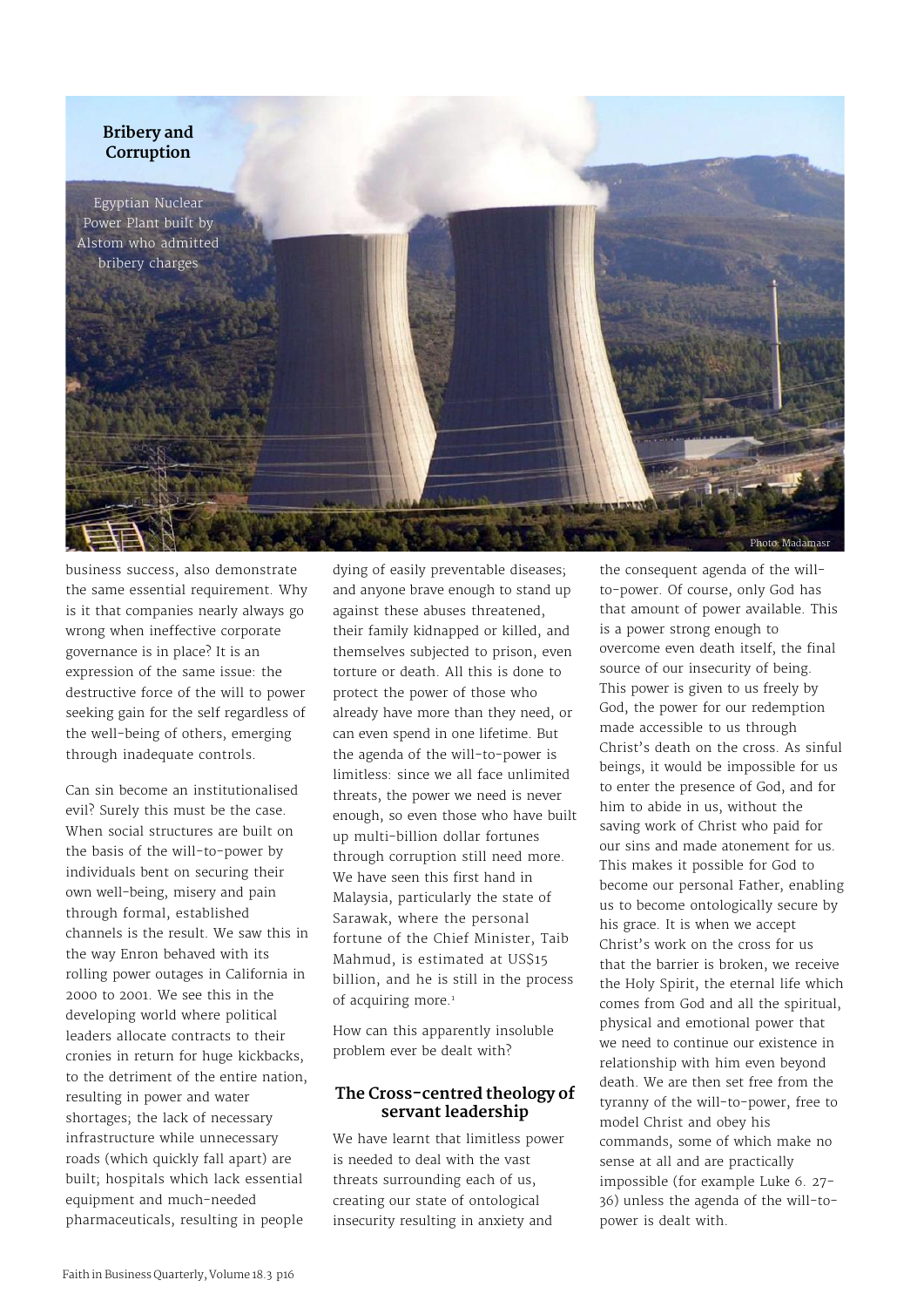**Bribery and Corruption**

Egyptian Nuclear Power Plant built by Alstom who admitted bribery charges

Photo: Madamasr

business success, also demonstrate the same essential requirement. Why is it that companies nearly always go wrong when ineffective corporate governance is in place? It is an expression of the same issue: the destructive force of the will to power seeking gain for the self regardless of the well-being of others, emerging through inadequate controls.

Can sin become an institutionalised evil? Surely this must be the case. When social structures are built on the basis of the will-to-power by individuals bent on securing their own well-being, misery and pain through formal, established channels is the result. We saw this in the way Enron behaved with its rolling power outages in California in 2000 to 2001. We see this in the developing world where political leaders allocate contracts to their cronies in return for huge kickbacks, to the detriment of the entire nation, resulting in power and water shortages; the lack of necessary infrastructure while unnecessary roads (which quickly fall apart) are built; hospitals which lack essential equipment and much-needed pharmaceuticals, resulting in people dying of easily preventable diseases; and anyone brave enough to stand up against these abuses threatened, their family kidnapped or killed, and themselves subjected to prison, even torture or death. All this is done to protect the power of those who already have more than they need, or can even spend in one lifetime. But the agenda of the will-to-power is limitless: since we all face unlimited threats, the power we need is never enough, so even those who have built up multi-billion dollar fortunes through corruption still need more. We have seen this first hand in Malaysia, particularly the state of Sarawak, where the personal fortune of the Chief Minister, Taib Mahmud, is estimated at US$15 billion, and he is still in the process of acquiring more.[1]

How can this apparently insoluble problem ever be dealt with?

## The Cross-centred theology of servant leadership

We have learnt that limitless power is needed to deal with the vast threats surrounding each of us, creating our state of ontological insecurity resulting in anxiety and the consequent agenda of the will-to-power. Of course, only God has that amount of power available. This is a power strong enough to overcome even death itself, the final source of our insecurity of being. This power is given to us freely by God, the power for our redemption made accessible to us through Christ's death on the cross. As sinful beings, it would be impossible for us to enter the presence of God, and for him to abide in us, without the saving work of Christ who paid for our sins and made atonement for us. This makes it possible for God to become our personal Father, enabling us to become ontologically secure by his grace. It is when we accept Christ's work on the cross for us that the barrier is broken, we receive the Holy Spirit, the eternal life which comes from God and all the spiritual, physical and emotional power that we need to continue our existence in relationship with him even beyond death. We are then set free from the tyranny of the will-to-power, free to model Christ and obey his commands, some of which make no sense at all and are practically impossible (for example Luke 6. 27-36) unless the agenda of the will-to-power is dealt with.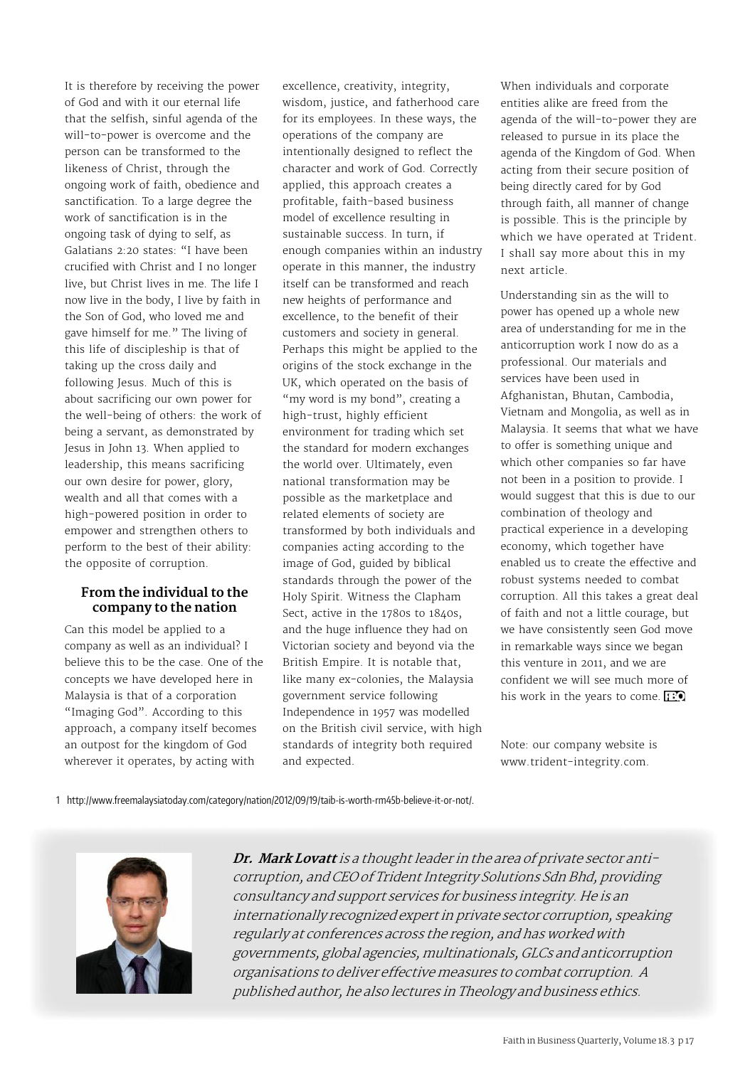It is therefore by receiving the power of God and with it our eternal life that the selfish, sinful agenda of the will-to-power is overcome and the person can be transformed to the likeness of Christ, through the ongoing work of faith, obedience and sanctification. To a large degree the work of sanctification is in the ongoing task of dying to self, as Galatians 2:20 states: "I have been crucified with Christ and I no longer live, but Christ lives in me. The life I now live in the body, I live by faith in the Son of God, who loved me and gave himself for me." The living of this life of discipleship is that of taking up the cross daily and following Jesus. Much of this is about sacrificing our own power for the well-being of others: the work of being a servant, as demonstrated by Jesus in John 13. When applied to leadership, this means sacrificing our own desire for power, glory, wealth and all that comes with a high-powered position in order to empower and strengthen others to perform to the best of their ability: the opposite of corruption.

## From the individual to the company to the nation

Can this model be applied to a company as well as an individual? I believe this to be the case. One of the concepts we have developed here in Malaysia is that of a corporation "Imaging God". According to this approach, a company itself becomes an outpost for the kingdom of God wherever it operates, by acting with excellence, creativity, integrity, wisdom, justice, and fatherhood care for its employees. In these ways, the operations of the company are intentionally designed to reflect the character and work of God. Correctly applied, this approach creates a profitable, faith-based business model of excellence resulting in sustainable success. In turn, if enough companies within an industry operate in this manner, the industry itself can be transformed and reach new heights of performance and excellence, to the benefit of their customers and society in general. Perhaps this might be applied to the origins of the stock exchange in the UK, which operated on the basis of "my word is my bond", creating a high-trust, highly efficient environment for trading which set the standard for modern exchanges the world over. Ultimately, even national transformation may be possible as the marketplace and related elements of society are transformed by both individuals and companies acting according to the image of God, guided by biblical standards through the power of the Holy Spirit. Witness the Clapham Sect, active in the 1780s to 1840s, and the huge influence they had on Victorian society and beyond via the British Empire. It is notable that, like many ex-colonies, the Malaysia government service following Independence in 1957 was modelled on the British civil service, with high standards of integrity both required and expected.

When individuals and corporate entities alike are freed from the agenda of the will-to-power they are released to pursue in its place the agenda of the Kingdom of God. When acting from their secure position of being directly cared for by God through faith, all manner of change is possible. This is the principle by which we have operated at Trident. I shall say more about this in my next article.

Understanding sin as the will to power has opened up a whole new area of understanding for me in the anticorruption work I now do as a professional. Our materials and services have been used in Afghanistan, Bhutan, Cambodia, Vietnam and Mongolia, as well as in Malaysia. It seems that what we have to offer is something unique and which other companies so far have not been in a position to provide. I would suggest that this is due to our combination of theology and practical experience in a developing economy, which together have enabled us to create the effective and robust systems needed to combat corruption. All this takes a great deal of faith and not a little courage, but we have consistently seen God move in remarkable ways since we began this venture in 2011, and we are confident we will see much more of his work in the years to come.

Note: our company website is www.trident-integrity.com.

1 http://www.freemalaysiatoday.com/category/nation/2012/09/19/taib-is-worth-rm45b-believe-it-or-not/.

***Dr. Mark Lovatt*** *is a thought leader in the area of private sector anti-corruption, and CEO of Trident Integrity Solutions Sdn Bhd, providing consultancy and support services for business integrity. He is an internationally recognized expert in private sector corruption, speaking regularly at conferences across the region, and has worked with governments, global agencies, multinationals, GLCs and anticorruption organisations to deliver effective measures to combat corruption. A published author, he also lectures in Theology and business ethics.*